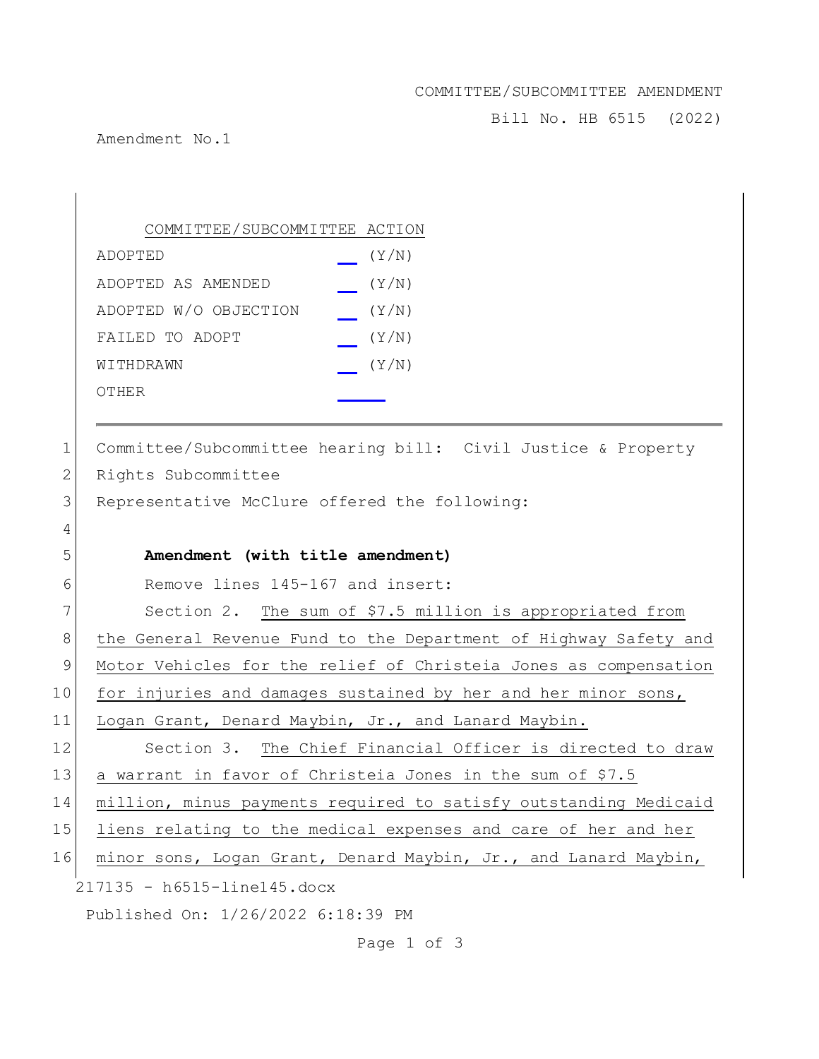COMMITTEE/SUBCOMMITTEE AMENDMENT

Bill No. HB 6515 (2022)

Amendment No.1

COMMITTEE/SUBCOMMITTEE ACTION

| | |
|---|---|
| ADOPTED | __ (Y/N) |
| ADOPTED AS AMENDED | __ (Y/N) |
| ADOPTED W/O OBJECTION | __ (Y/N) |
| FAILED TO ADOPT | __ (Y/N) |
| WITHDRAWN | __ (Y/N) |
| OTHER | ____ |

---

1 Committee/Subcommittee hearing bill: Civil Justice & Property
2 Rights Subcommittee
3 Representative McClure offered the following:
4
5 **Amendment (with title amendment)**
6 Remove lines 145-167 and insert:
7 Section 2. The sum of $7.5 million is appropriated from
8 the General Revenue Fund to the Department of Highway Safety and
9 Motor Vehicles for the relief of Christeia Jones as compensation
10 for injuries and damages sustained by her and her minor sons,
11 Logan Grant, Denard Maybin, Jr., and Lanard Maybin.
12 Section 3. The Chief Financial Officer is directed to draw
13 a warrant in favor of Christeia Jones in the sum of $7.5
14 million, minus payments required to satisfy outstanding Medicaid
15 liens relating to the medical expenses and care of her and her
16 minor sons, Logan Grant, Denard Maybin, Jr., and Lanard Maybin,

217135 - h6515-line145.docx

Published On: 1/26/2022 6:18:39 PM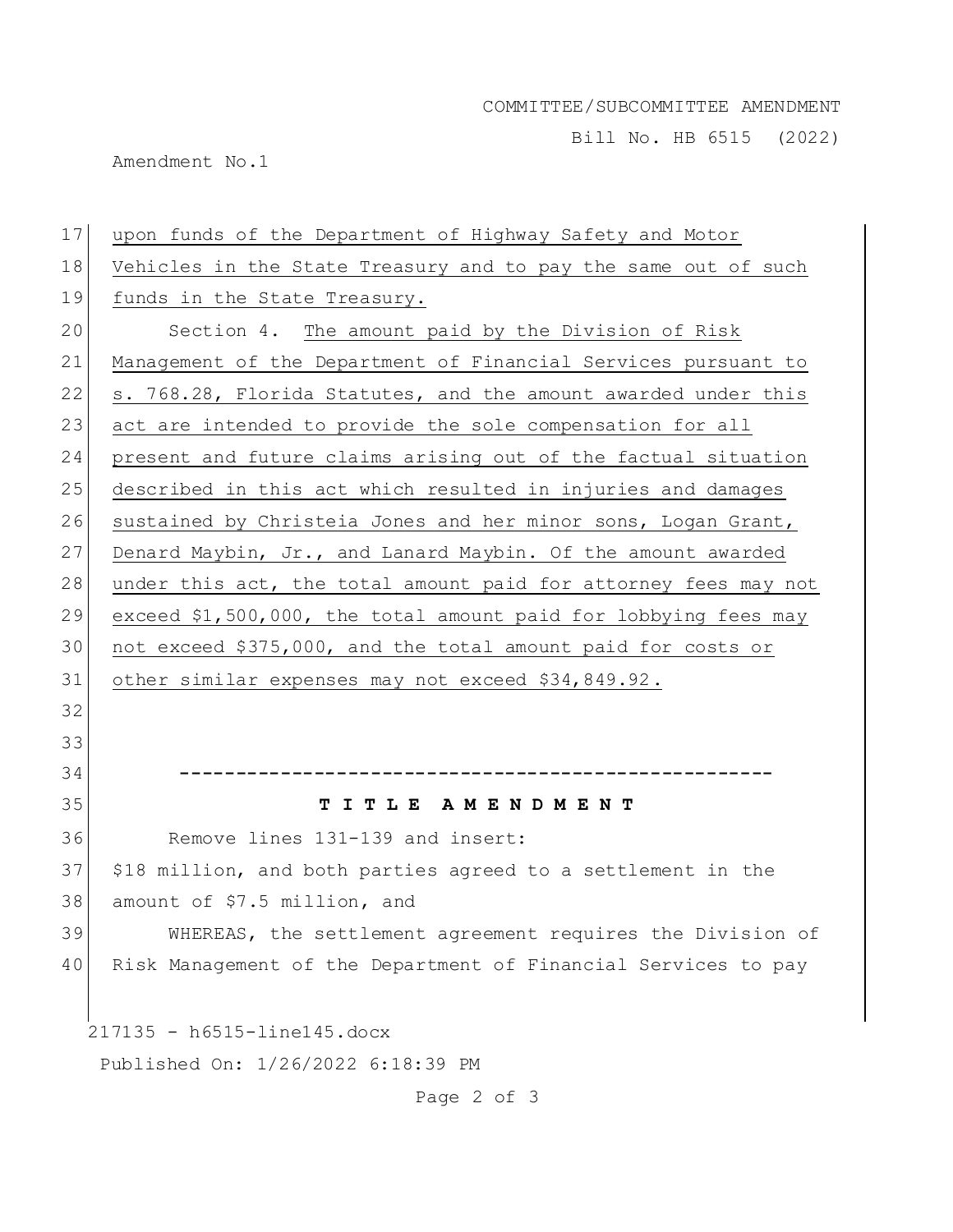upon funds of the Department of Highway Safety and Motor Vehicles in the State Treasury and to pay the same out of such funds in the State Treasury.

Section 4. The amount paid by the Division of Risk Management of the Department of Financial Services pursuant to s. 768.28, Florida Statutes, and the amount awarded under this act are intended to provide the sole compensation for all present and future claims arising out of the factual situation described in this act which resulted in injuries and damages sustained by Christeia Jones and her minor sons, Logan Grant, Denard Maybin, Jr., and Lanard Maybin. Of the amount awarded under this act, the total amount paid for attorney fees may not exceed $1,500,000, the total amount paid for lobbying fees may not exceed $375,000, and the total amount paid for costs or other similar expenses may not exceed $34,849.92.

-----------------------------------------------------

**T I T L E A M E N D M E N T**

Remove lines 131-139 and insert:

$18 million, and both parties agreed to a settlement in the amount of $7.5 million, and

WHEREAS, the settlement agreement requires the Division of Risk Management of the Department of Financial Services to pay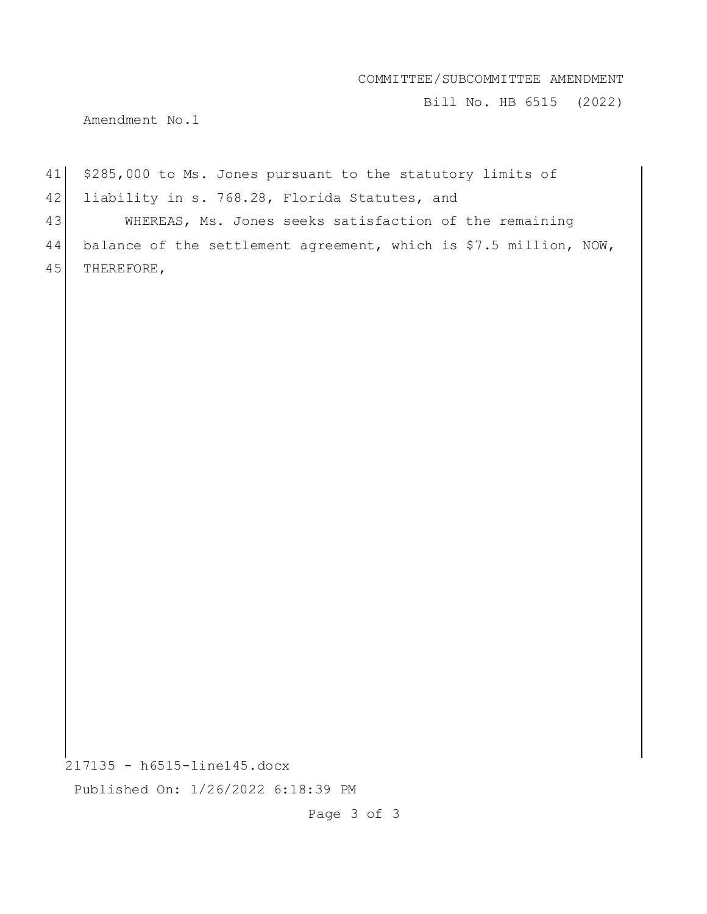$285,000 to Ms. Jones pursuant to the statutory limits of liability in s. 768.28, Florida Statutes, and

WHEREAS, Ms. Jones seeks satisfaction of the remaining balance of the settlement agreement, which is $7.5 million, NOW, THEREFORE,